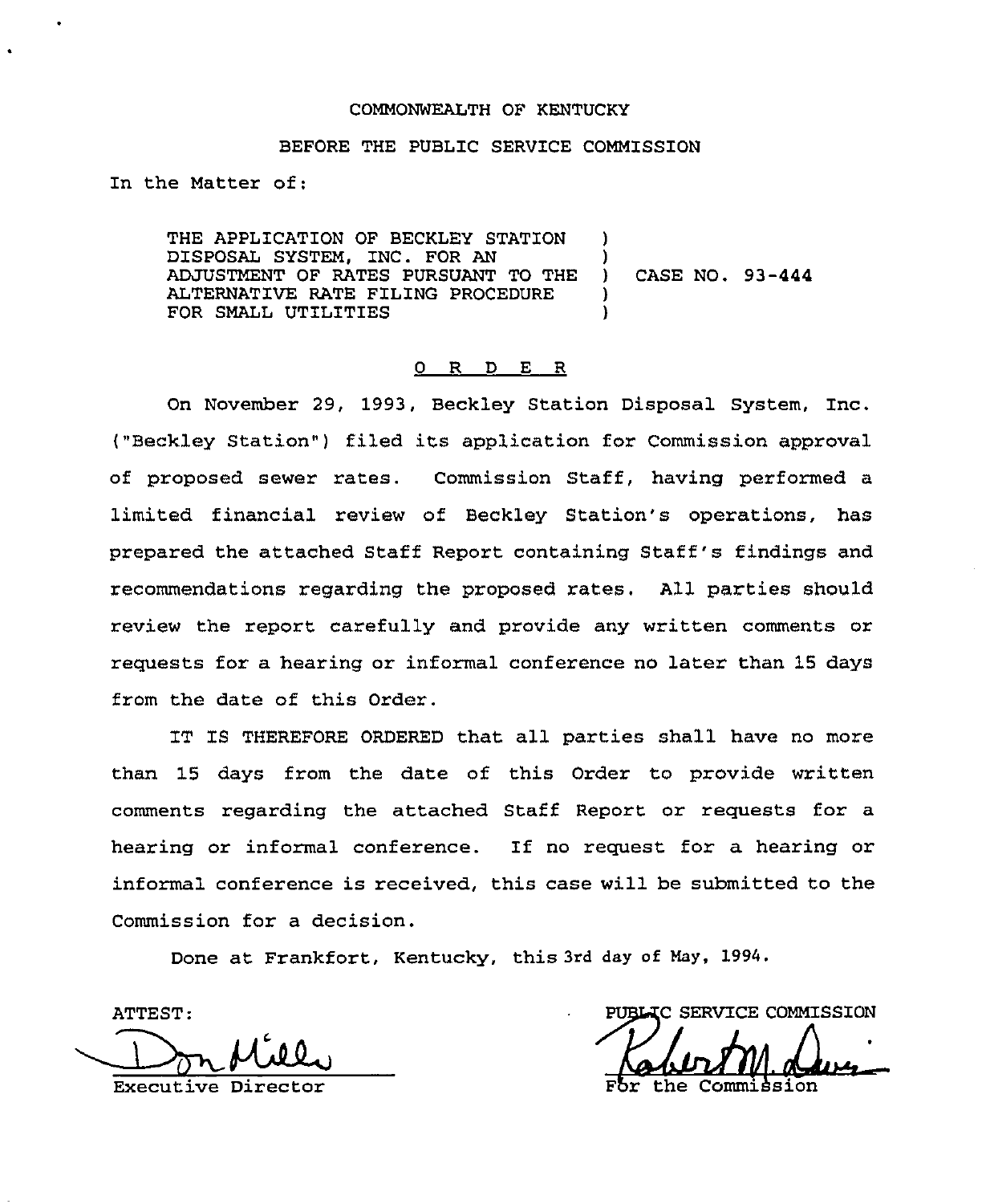COMMONWEALTH OF KENTUCKY

BEFORE THE PUBLIC SERVICE COMMISSION

In the Matter of:

THE APPLICATION OF BECKLEY STATION DISPOSAL SYSTEM, INC. FOR AN ADJUSTMENT OF RATES PURSUANT TO THE ALTERNATIVE RATE FILING PROCEDURE FOR SMALL UTILITIES ) CASE NO. 93-444

## O R D E R

On November 29, 1993, Beckley Station Disposal System, Inc. ("Beckley Station") filed its application for Commission approval of proposed sewer rates. Commission Staff, having performed a limited financial review of Beckley Station's operations, has prepared the attached Staff Report containing Staff's findings and recommendations regarding the proposed rates. All parties should review the report carefully and provide any written comments or requests for a hearing or informal conference no later than 15 days from the date of this Order.

IT IS THEREFORE ORDERED that all parties shall have no more than 15 days from the date of this Order to provide written comments regarding the attached Staff Report or requests for a hearing or informal conference. If no request for a hearing or informal conference is received, this case will be submitted to the Commission for a decision.

Done at Frankfort, Kentucky, this 3rd day of May, 1994.

ATTEST:

Executive Director

PUBLIC SERVICE COMMISSION

For the Commission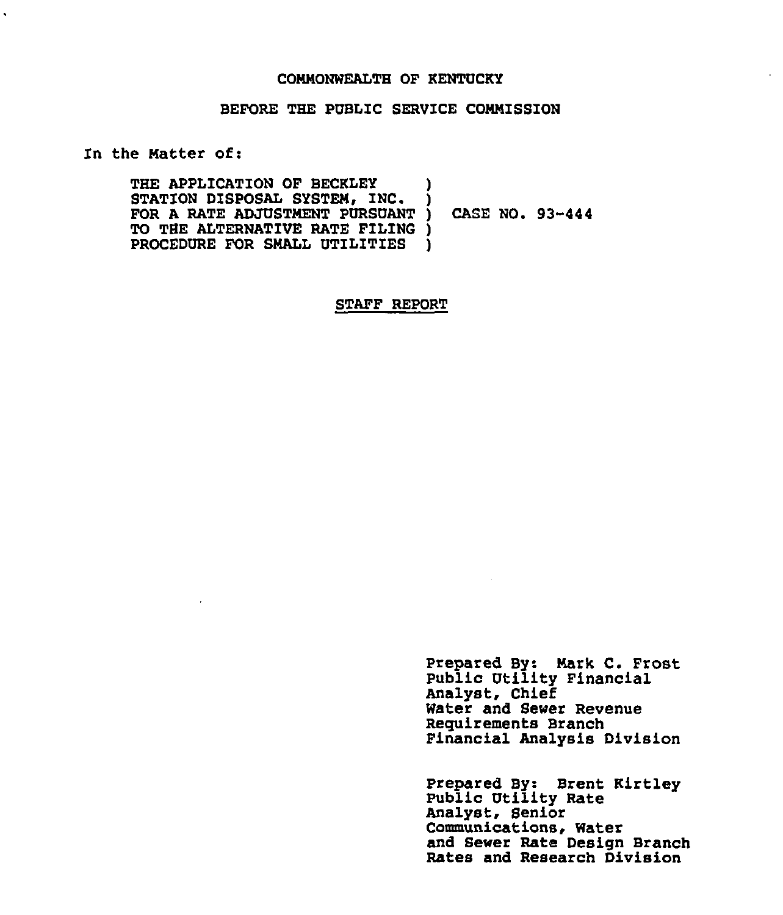COMMONWEALTH OF KENTUCKY

BEFORE THE PUBLIC SERVICE COMMISSION

In the Matter of:

| | | |
|---|---|---|
| THE APPLICATION OF BECKLEY STATION DISPOSAL SYSTEM, INC. FOR A RATE ADJUSTMENT PURSUANT TO THE ALTERNATIVE RATE FILING PROCEDURE FOR SMALL UTILITIES | ) | CASE NO. 93-444 |

STAFF REPORT

Prepared By: Mark C. Frost
Public Utility Financial
Analyst, Chief
Water and Sewer Revenue
Requirements Branch
Financial Analysis Division

Prepared By: Brent Kirtley
Public Utility Rate
Analyst, Senior
Communications, Water
and Sewer Rate Design Branch
Rates and Research Division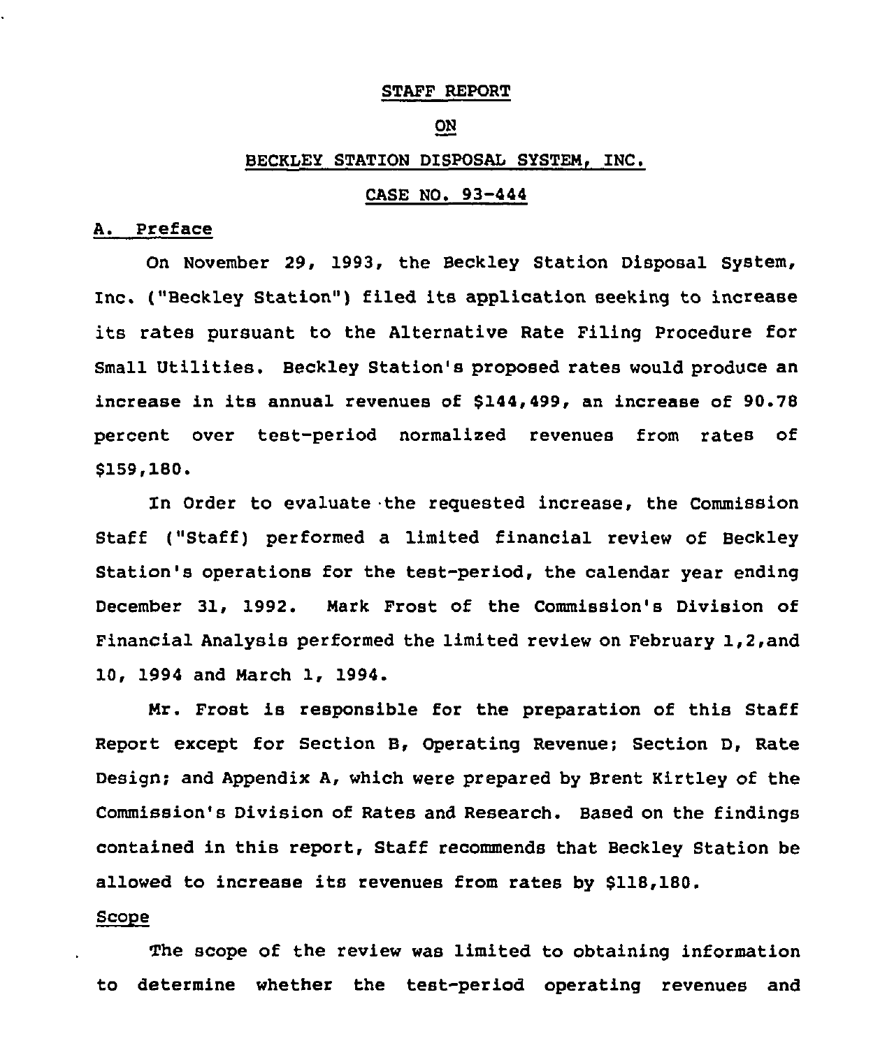STAFF REPORT

ON

BECKLEY STATION DISPOSAL SYSTEM, INC.

CASE NO. 93-444

A. Preface

On November 29, 1993, the Beckley Station Disposal System, Inc. ("Beckley Station") filed its application seeking to increase its rates pursuant to the Alternative Rate Filing Procedure for Small Utilities. Beckley Station's proposed rates would produce an increase in its annual revenues of $144,499, an increase of 90.78 percent over test-period normalized revenues from rates of $159,180.

In Order to evaluate the requested increase, the Commission Staff ("Staff) performed a limited financial review of Beckley Station's operations for the test-period, the calendar year ending December 31, 1992. Mark Frost of the Commission's Division of Financial Analysis performed the limited review on February 1,2,and 10, 1994 and March 1, 1994.

Mr. Frost is responsible for the preparation of this Staff Report except for Section B, Operating Revenue; Section D, Rate Design; and Appendix A, which were prepared by Brent Kirtley of the Commission's Division of Rates and Research. Based on the findings contained in this report, Staff recommends that Beckley Station be allowed to increase its revenues from rates by $118,180.

Scope

The scope of the review was limited to obtaining information to determine whether the test-period operating revenues and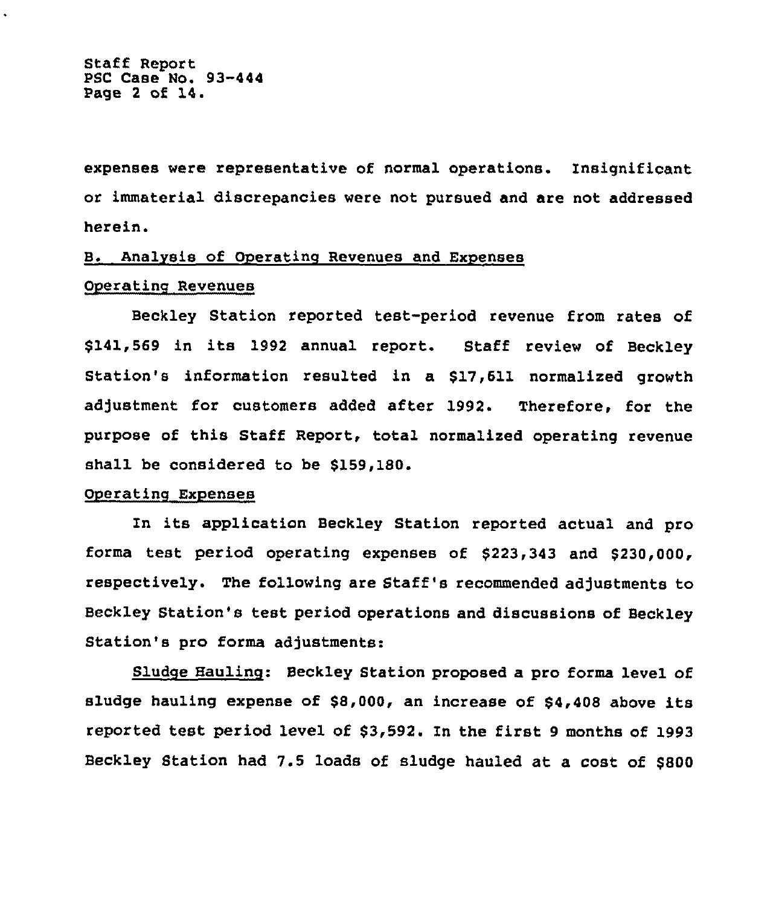expenses were representative of normal operations. Insignificant or immaterial discrepancies were not pursued and are not addressed herein.

## B. Analysis of Operating Revenues and Expenses

### Operating Revenues

Beckley Station reported test-period revenue from rates of $141,569 in its 1992 annual report. Staff review of Beckley Station's information resulted in a $17,611 normalized growth adjustment for customers added after 1992. Therefore, for the purpose of this Staff Report, total normalized operating revenue shall be considered to be $159,180.

### Operating Expenses

In its application Beckley Station reported actual and pro forma test period operating expenses of $223,343 and $230,000, respectively. The following are Staff's recommended adjustments to Beckley Station's test period operations and discussions of Beckley Station's pro forma adjustments:

<u>Sludge Hauling</u>: Beckley Station proposed a pro forma level of sludge hauling expense of $8,000, an increase of $4,408 above its reported test period level of $3,592. In the first 9 months of 1993 Beckley Station had 7.5 loads of sludge hauled at a cost of $800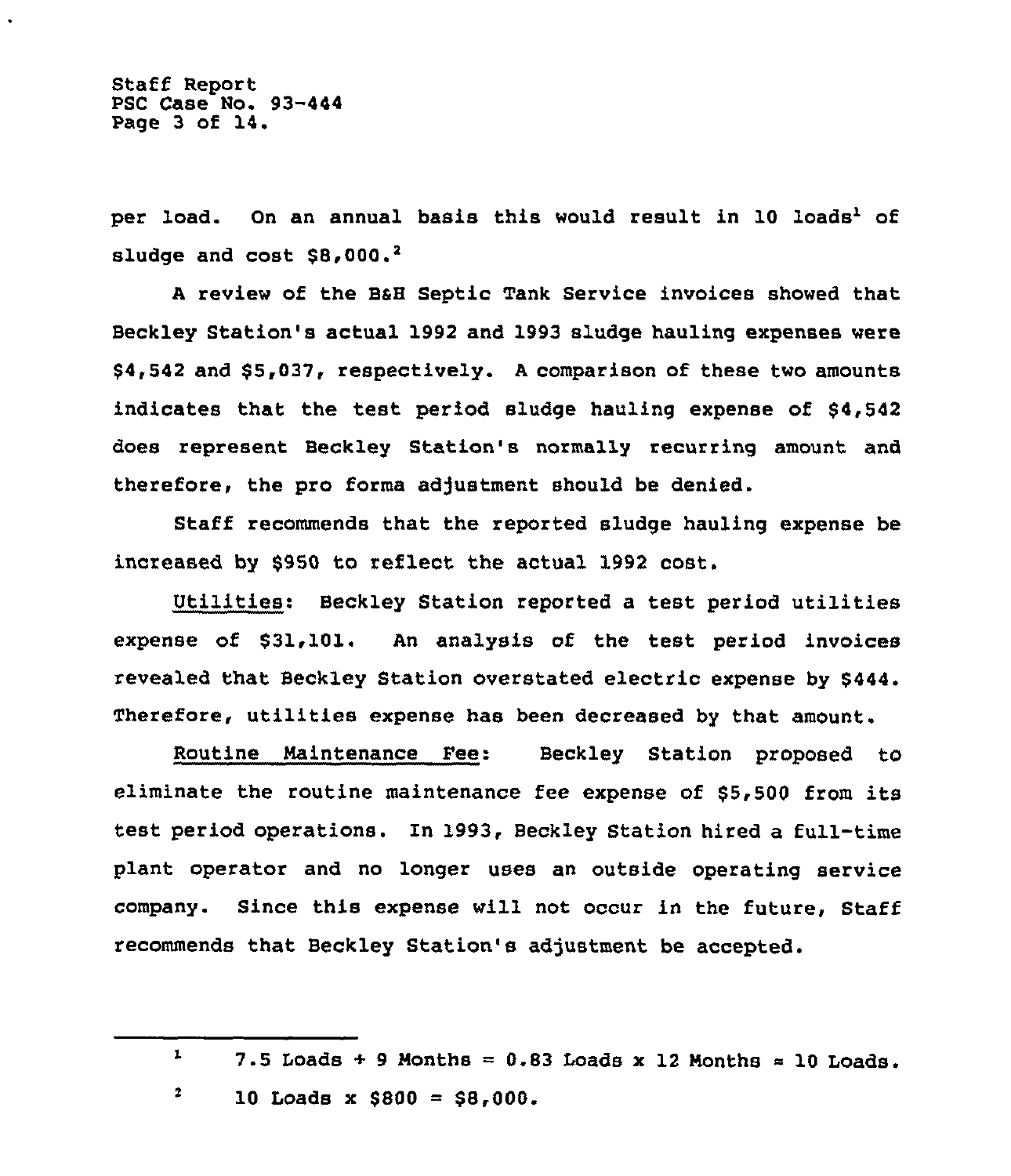per load. On an annual basis this would result in 10 loads[1] of sludge and cost $8,000.[2]

A review of the B&H Septic Tank Service invoices showed that Beckley Station's actual 1992 and 1993 sludge hauling expenses were $4,542 and $5,037, respectively. A comparison of these two amounts indicates that the test period sludge hauling expense of $4,542 does represent Beckley Station's normally recurring amount and therefore, the pro forma adjustment should be denied.

Staff recommends that the reported sludge hauling expense be increased by $950 to reflect the actual 1992 cost.

Utilities: Beckley Station reported a test period utilities expense of $31,101. An analysis of the test period invoices revealed that Beckley Station overstated electric expense by $444. Therefore, utilities expense has been decreased by that amount.

Routine Maintenance Fee: Beckley Station proposed to eliminate the routine maintenance fee expense of $5,500 from its test period operations. In 1993, Beckley Station hired a full-time plant operator and no longer uses an outside operating service company. Since this expense will not occur in the future, Staff recommends that Beckley Station's adjustment be accepted.

---

[1] 7.5 Loads ÷ 9 Months = 0.83 Loads x 12 Months ≈ 10 Loads.

[2] 10 Loads x $800 = $8,000.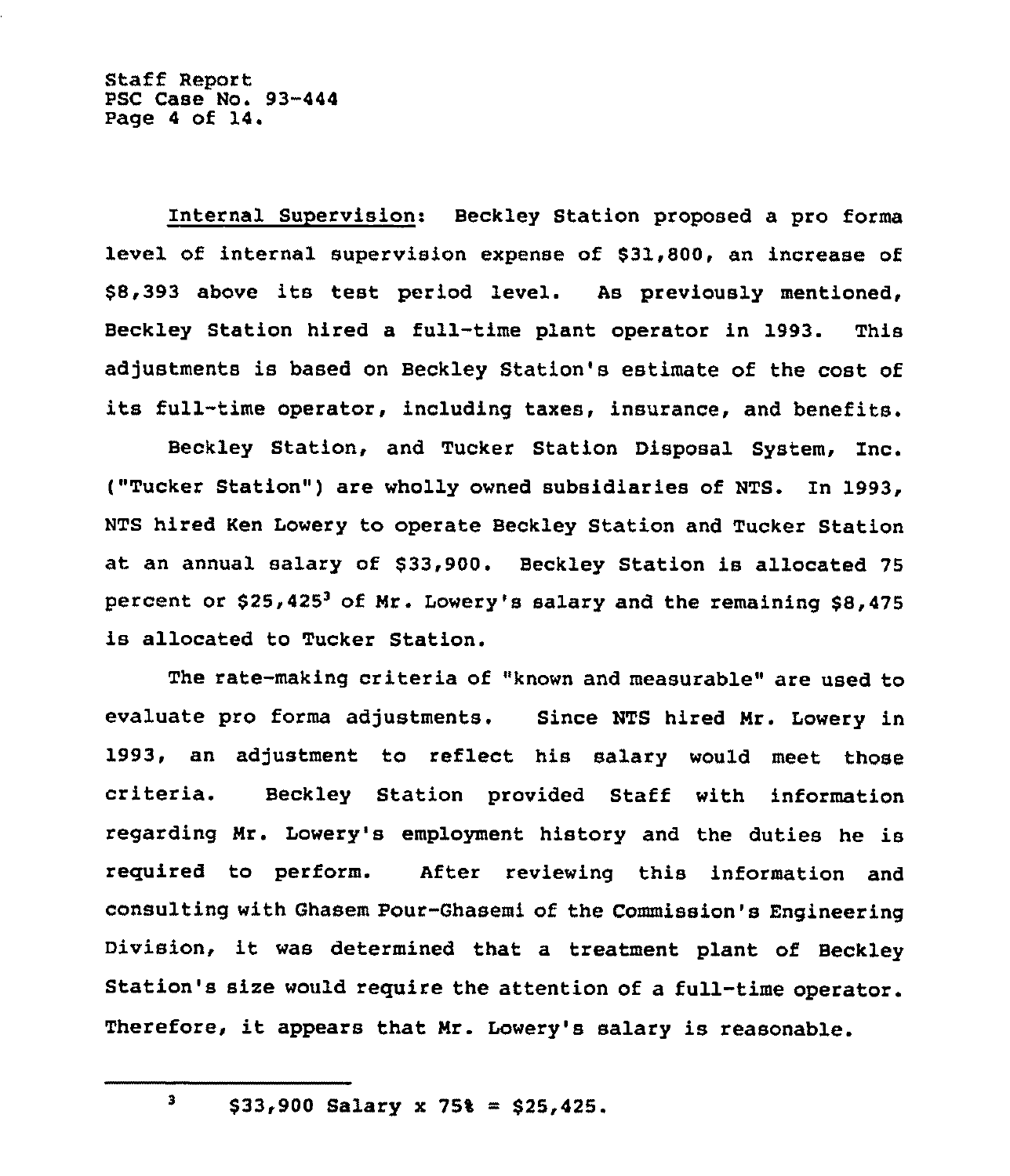Internal Supervision: Beckley Station proposed a pro forma level of internal supervision expense of $31,800, an increase of $8,393 above its test period level. As previously mentioned, Beckley Station hired a full-time plant operator in 1993. This adjustments is based on Beckley Station's estimate of the cost of its full-time operator, including taxes, insurance, and benefits.

Beckley Station, and Tucker Station Disposal System, Inc. ("Tucker Station") are wholly owned subsidiaries of NTS. In 1993, NTS hired Ken Lowery to operate Beckley Station and Tucker Station at an annual salary of $33,900. Beckley Station is allocated 75 percent or $25,425[3] of Mr. Lowery's salary and the remaining $8,475 is allocated to Tucker Station.

The rate-making criteria of "known and measurable" are used to evaluate pro forma adjustments. Since NTS hired Mr. Lowery in 1993, an adjustment to reflect his salary would meet those criteria. Beckley Station provided Staff with information regarding Mr. Lowery's employment history and the duties he is required to perform. After reviewing this information and consulting with Ghasem Pour-Ghasemi of the Commission's Engineering Division, it was determined that a treatment plant of Beckley Station's size would require the attention of a full-time operator. Therefore, it appears that Mr. Lowery's salary is reasonable.

---

[3] $33,900 Salary x 75% = $25,425.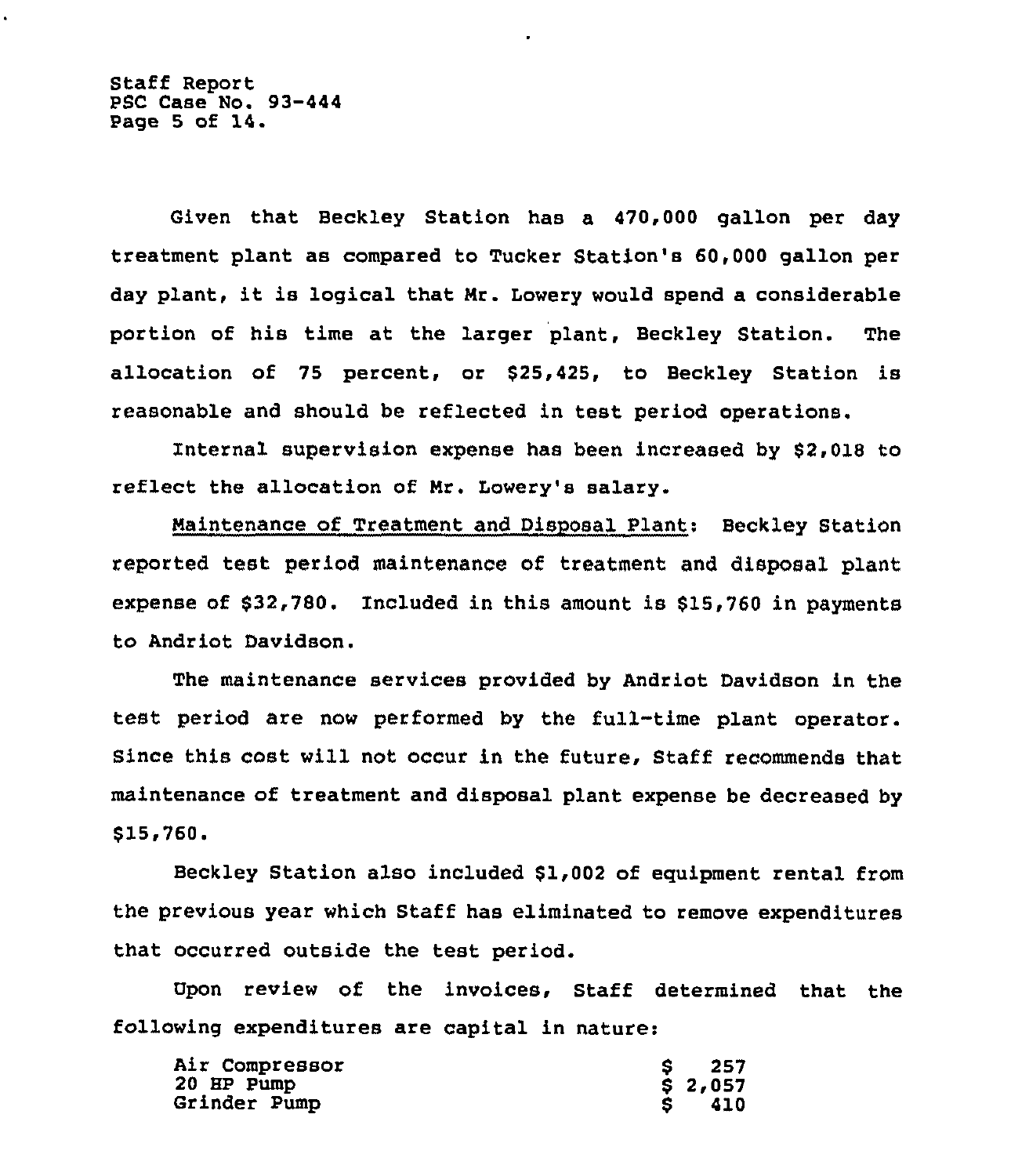Given that Beckley Station has a 470,000 gallon per day treatment plant as compared to Tucker Station's 60,000 gallon per day plant, it is logical that Mr. Lowery would spend a considerable portion of his time at the larger plant, Beckley Station. The allocation of 75 percent, or $25,425, to Beckley Station is reasonable and should be reflected in test period operations.

Internal supervision expense has been increased by $2,018 to reflect the allocation of Mr. Lowery's salary.

<u>Maintenance of Treatment and Disposal Plant</u>: Beckley Station reported test period maintenance of treatment and disposal plant expense of $32,780. Included in this amount is $15,760 in payments to Andriot Davidson.

The maintenance services provided by Andriot Davidson in the test period are now performed by the full-time plant operator. Since this cost will not occur in the future, Staff recommends that maintenance of treatment and disposal plant expense be decreased by $15,760.

Beckley Station also included $1,002 of equipment rental from the previous year which Staff has eliminated to remove expenditures that occurred outside the test period.

Upon review of the invoices, Staff determined that the following expenditures are capital in nature:

| | |
|---|---|
| Air Compressor | $ 257 |
| 20 HP Pump | $ 2,057 |
| Grinder Pump | $ 410 |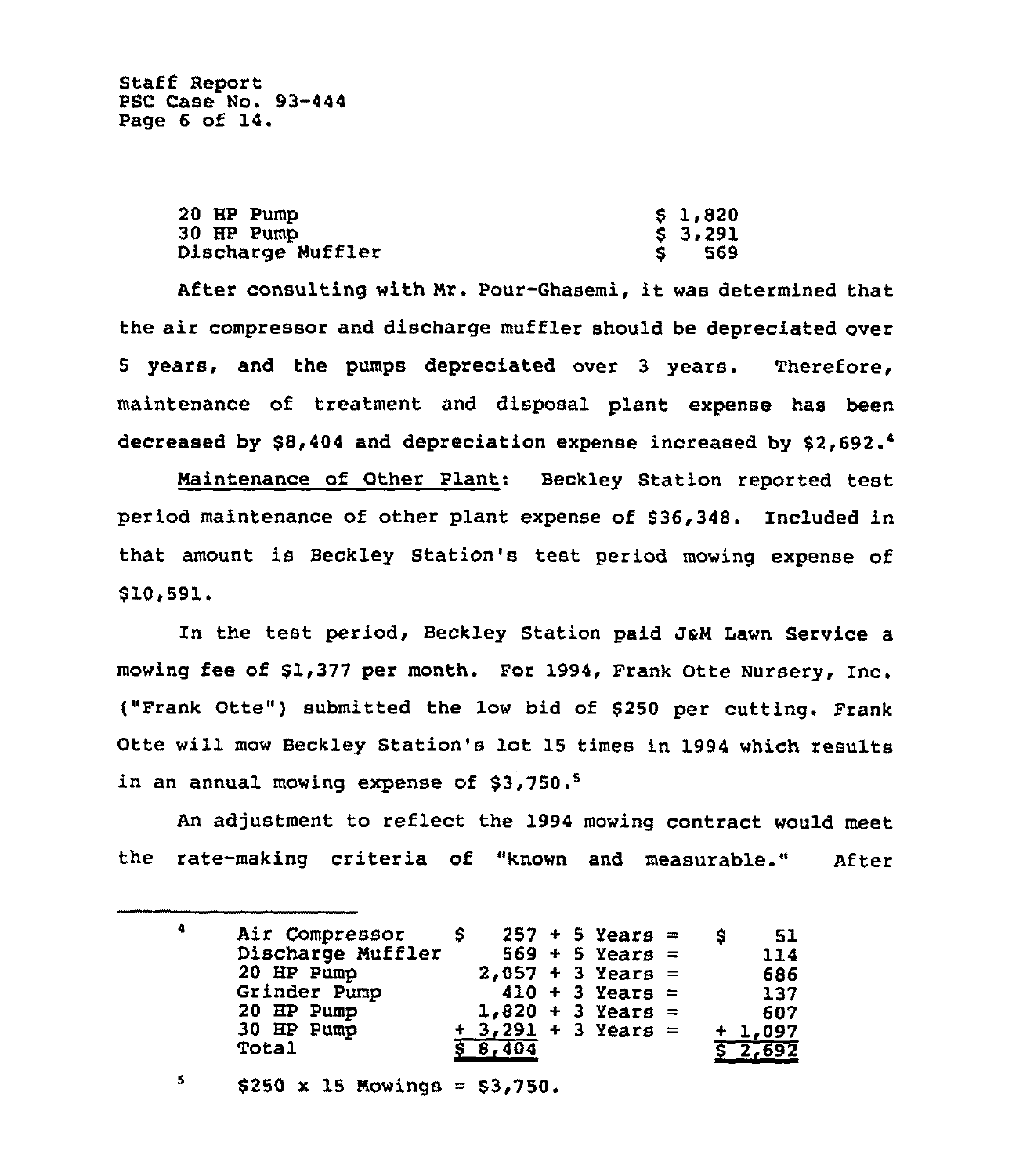| | |
|---|---|
| 20 HP Pump | $ 1,820 |
| 30 HP Pump | $ 3,291 |
| Discharge Muffler | $ 569 |

After consulting with Mr. Pour-Ghasemi, it was determined that the air compressor and discharge muffler should be depreciated over 5 years, and the pumps depreciated over 3 years. Therefore, maintenance of treatment and disposal plant expense has been decreased by $8,404 and depreciation expense increased by $2,692.[4]

Maintenance of Other Plant: Beckley Station reported test period maintenance of other plant expense of $36,348. Included in that amount is Beckley Station's test period mowing expense of $10,591.

In the test period, Beckley Station paid J&M Lawn Service a mowing fee of $1,377 per month. For 1994, Frank Otte Nursery, Inc. ("Frank Otte") submitted the low bid of $250 per cutting. Frank Otte will mow Beckley Station's lot 15 times in 1994 which results in an annual mowing expense of $3,750.[5]

An adjustment to reflect the 1994 mowing contract would meet the rate-making criteria of "known and measurable." After

---

[4]

| Item | Cost | | Depreciation |
|---|---|---|---|
| Air Compressor | $ 257 | ÷ 5 Years = | $ 51 |
| Discharge Muffler | 569 | ÷ 5 Years = | 114 |
| 20 HP Pump | 2,057 | ÷ 3 Years = | 686 |
| Grinder Pump | 410 | ÷ 3 Years = | 137 |
| 20 HP Pump | 1,820 | ÷ 3 Years = | 607 |
| 30 HP Pump | + 3,291 | ÷ 3 Years = | + 1,097 |
| Total | $ 8,404 | | $ 2,692 |

[5] $250 x 15 Mowings = $3,750.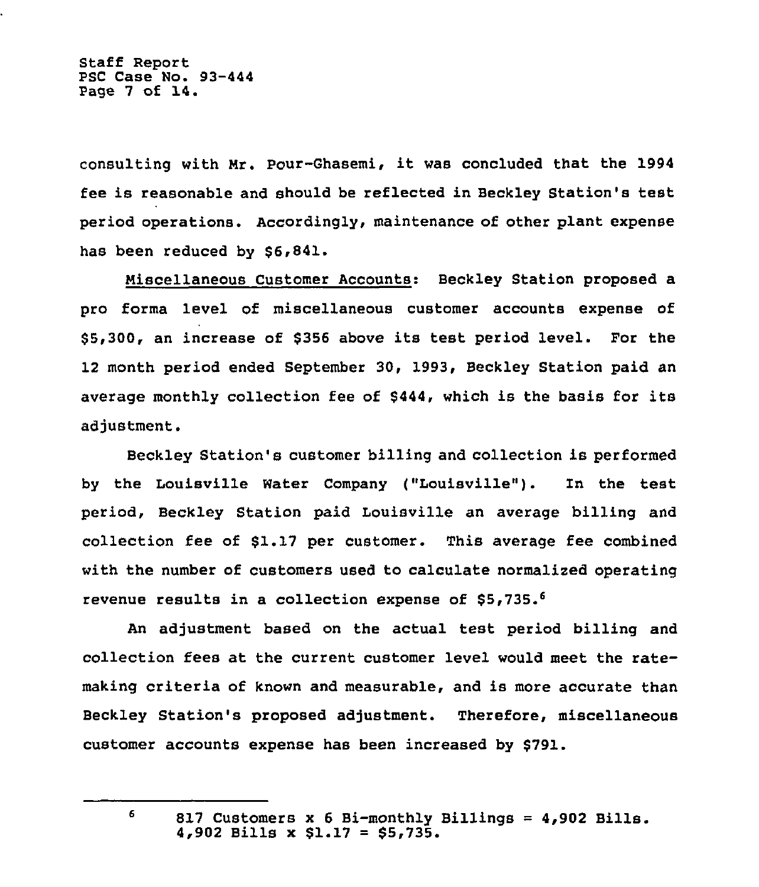consulting with Mr. Pour-Ghasemi, it was concluded that the 1994 fee is reasonable and should be reflected in Beckley Station's test period operations. Accordingly, maintenance of other plant expense has been reduced by $6,841.

Miscellaneous Customer Accounts: Beckley Station proposed a pro forma level of miscellaneous customer accounts expense of $5,300, an increase of $356 above its test period level. For the 12 month period ended September 30, 1993, Beckley Station paid an average monthly collection fee of $444, which is the basis for its adjustment.

Beckley Station's customer billing and collection is performed by the Louisville Water Company ("Louisville"). In the test period, Beckley Station paid Louisville an average billing and collection fee of $1.17 per customer. This average fee combined with the number of customers used to calculate normalized operating revenue results in a collection expense of $5,735.[6]

An adjustment based on the actual test period billing and collection fees at the current customer level would meet the rate-making criteria of known and measurable, and is more accurate than Beckley Station's proposed adjustment. Therefore, miscellaneous customer accounts expense has been increased by $791.

---

[6] 817 Customers x 6 Bi-monthly Billings = 4,902 Bills. 4,902 Bills x $1.17 = $5,735.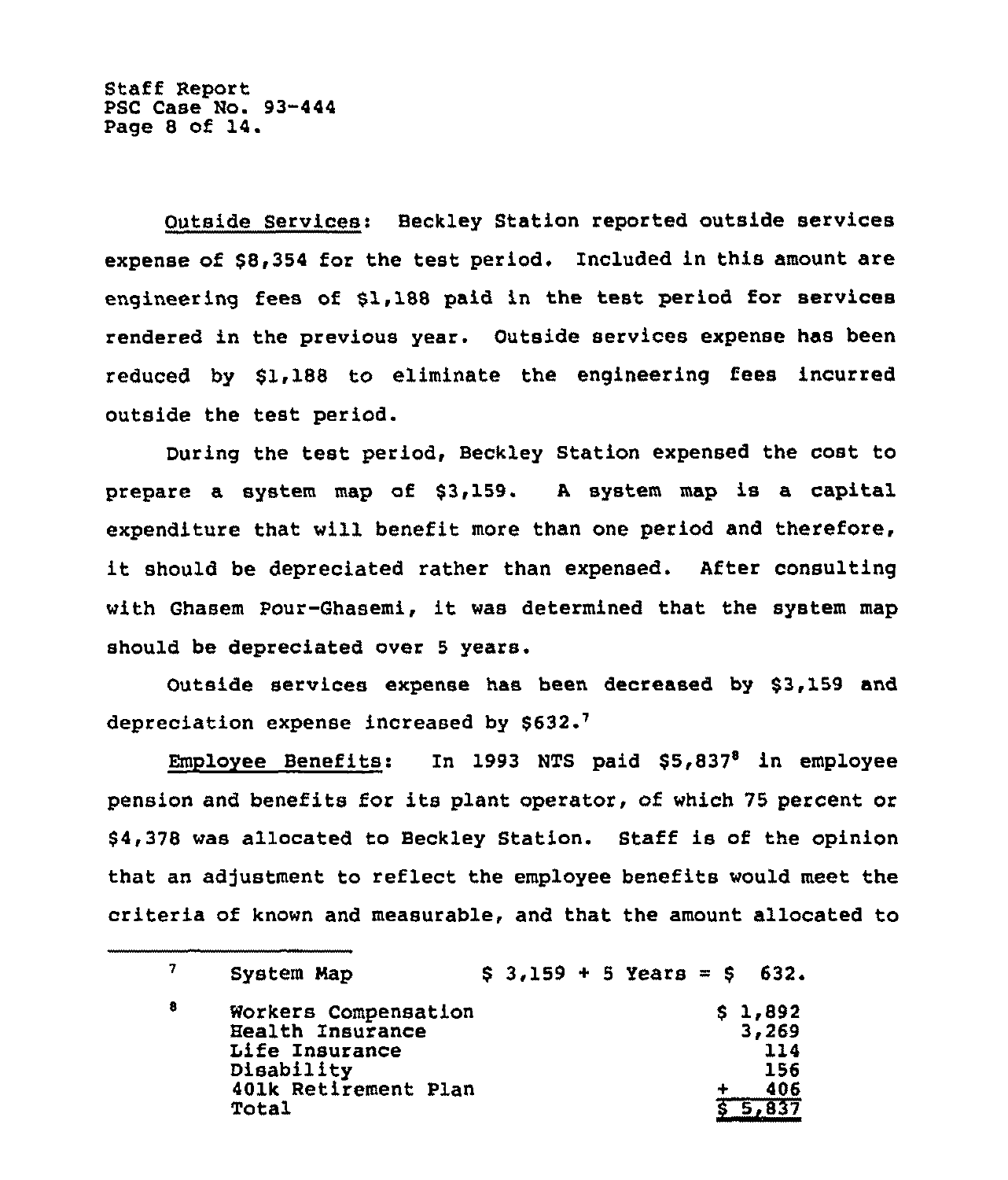Outside Services: Beckley Station reported outside services expense of $8,354 for the test period. Included in this amount are engineering fees of $1,188 paid in the test period for services rendered in the previous year. Outside services expense has been reduced by $1,188 to eliminate the engineering fees incurred outside the test period.

During the test period, Beckley Station expensed the cost to prepare a system map of $3,159. A system map is a capital expenditure that will benefit more than one period and therefore, it should be depreciated rather than expensed. After consulting with Ghasem Pour-Ghasemi, it was determined that the system map should be depreciated over 5 years.

Outside services expense has been decreased by $3,159 and depreciation expense increased by $632.[7]

Employee Benefits: In 1993 NTS paid $5,837[8] in employee pension and benefits for its plant operator, of which 75 percent or $4,378 was allocated to Beckley Station. Staff is of the opinion that an adjustment to reflect the employee benefits would meet the criteria of known and measurable, and that the amount allocated to

---

[7] System Map $ 3,159 ÷ 5 Years = $ 632.

[8]

| | |
|---|---|
| Workers Compensation | $ 1,892 |
| Health Insurance | 3,269 |
| Life Insurance | 114 |
| Disability | 156 |
| 401k Retirement Plan | + 406 |
| Total | $ 5,837 |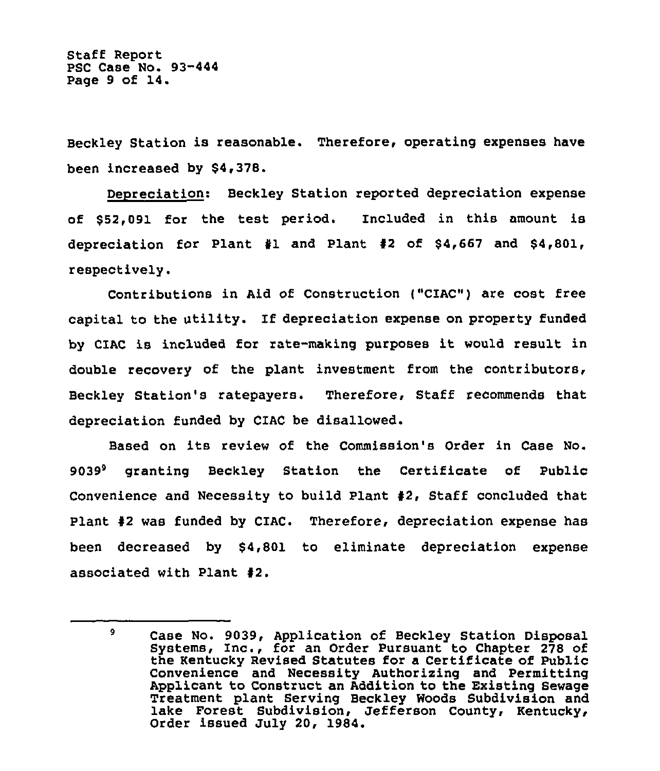Beckley Station is reasonable. Therefore, operating expenses have been increased by $4,378.

Depreciation: Beckley Station reported depreciation expense of $52,091 for the test period. Included in this amount is depreciation for Plant #1 and Plant #2 of $4,667 and $4,801, respectively.

Contributions in Aid of Construction ("CIAC") are cost free capital to the utility. If depreciation expense on property funded by CIAC is included for rate-making purposes it would result in double recovery of the plant investment from the contributors, Beckley Station's ratepayers. Therefore, Staff recommends that depreciation funded by CIAC be disallowed.

Based on its review of the Commission's Order in Case No. 9039[9] granting Beckley Station the Certificate of Public Convenience and Necessity to build Plant #2, Staff concluded that Plant #2 was funded by CIAC. Therefore, depreciation expense has been decreased by $4,801 to eliminate depreciation expense associated with Plant #2.

---

[9] Case No. 9039, Application of Beckley Station Disposal Systems, Inc., for an Order Pursuant to Chapter 278 of the Kentucky Revised Statutes for a Certificate of Public Convenience and Necessity Authorizing and Permitting Applicant to Construct an Addition to the Existing Sewage Treatment plant Serving Beckley Woods Subdivision and lake Forest Subdivision, Jefferson County, Kentucky, Order issued July 20, 1984.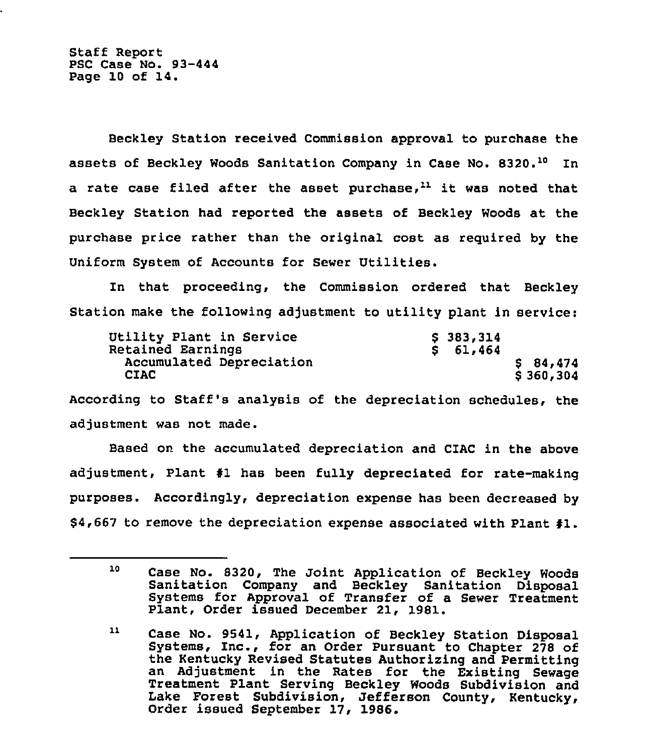Beckley Station received Commission approval to purchase the assets of Beckley Woods Sanitation Company in Case No. 8320.[10] In a rate case filed after the asset purchase,[11] it was noted that Beckley Station had reported the assets of Beckley Woods at the purchase price rather than the original cost as required by the Uniform System of Accounts for Sewer Utilities.

In that proceeding, the Commission ordered that Beckley Station make the following adjustment to utility plant in service:

| | | |
|---|---|---|
| Utility Plant in Service | $ 383,314 | |
| Retained Earnings | $ 61,464 | |
| Accumulated Depreciation | | $ 84,474 |
| CIAC | | $ 360,304 |

According to Staff's analysis of the depreciation schedules, the adjustment was not made.

Based on the accumulated depreciation and CIAC in the above adjustment, Plant #1 has been fully depreciated for rate-making purposes. Accordingly, depreciation expense has been decreased by $4,667 to remove the depreciation expense associated with Plant #1.

---

[10] Case No. 8320, The Joint Application of Beckley Woods Sanitation Company and Beckley Sanitation Disposal Systems for Approval of Transfer of a Sewer Treatment Plant, Order issued December 21, 1981.

[11] Case No. 9541, Application of Beckley Station Disposal Systems, Inc., for an Order Pursuant to Chapter 278 of the Kentucky Revised Statutes Authorizing and Permitting an Adjustment in the Rates for the Existing Sewage Treatment Plant Serving Beckley Woods Subdivision and Lake Forest Subdivision, Jefferson County, Kentucky, Order issued September 17, 1986.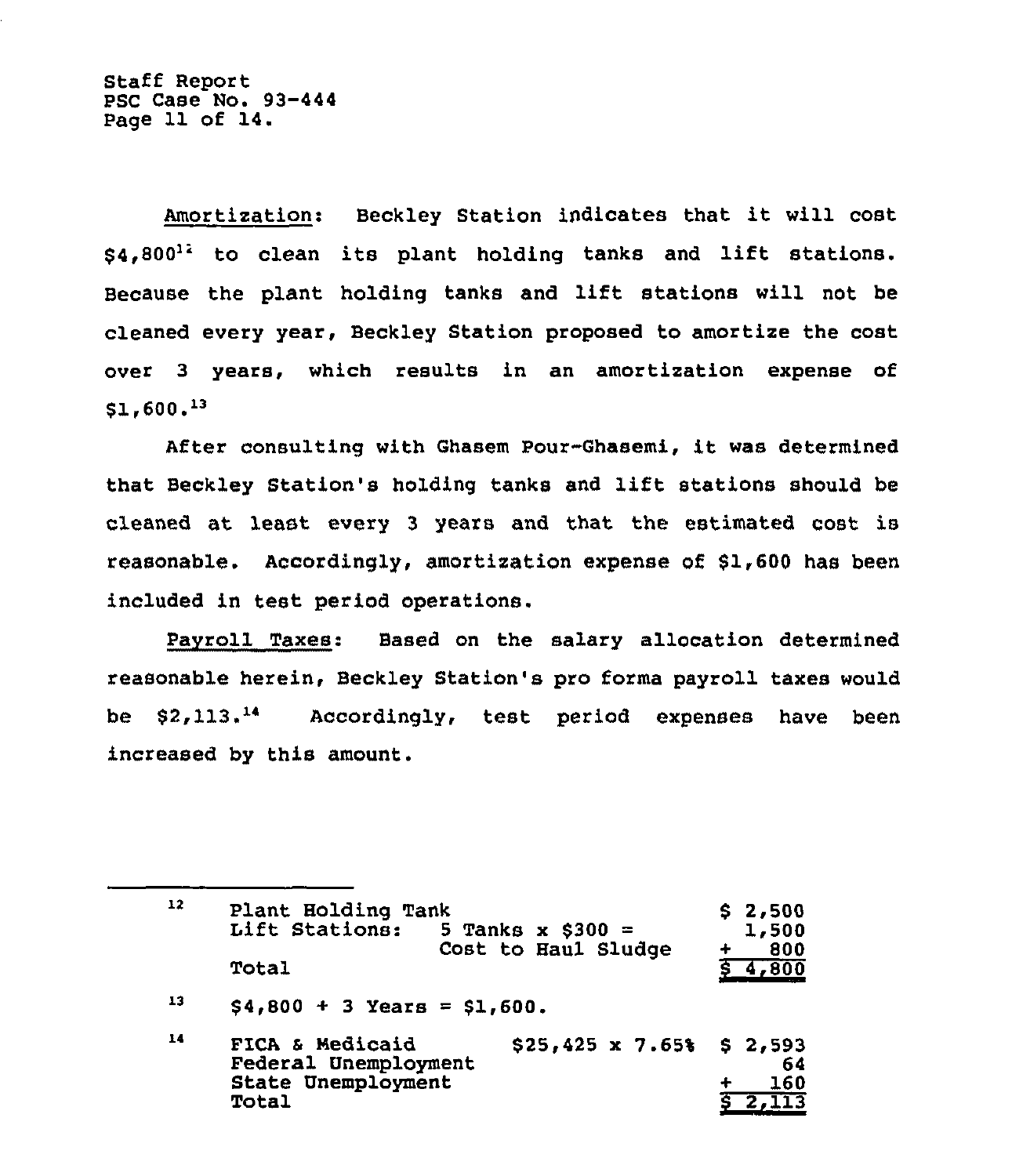Amortization: Beckley Station indicates that it will cost \$4,800[12] to clean its plant holding tanks and lift stations. Because the plant holding tanks and lift stations will not be cleaned every year, Beckley Station proposed to amortize the cost over 3 years, which results in an amortization expense of \$1,600.[13]

After consulting with Ghasem Pour-Ghasemi, it was determined that Beckley Station's holding tanks and lift stations should be cleaned at least every 3 years and that the estimated cost is reasonable. Accordingly, amortization expense of \$1,600 has been included in test period operations.

Payroll Taxes: Based on the salary allocation determined reasonable herein, Beckley Station's pro forma payroll taxes would be \$2,113.[14] Accordingly, test period expenses have been increased by this amount.

---

[12]

| | | |
|---|---|---|
| Plant Holding Tank | | \$ 2,500 |
| Lift Stations: | 5 Tanks x \$300 = | 1,500 |
| | Cost to Haul Sludge | + 800 |
| Total | | \$ 4,800 |

[13] \$4,800 ÷ 3 Years = \$1,600.

[14]

| | | |
|---|---|---|
| FICA & Medicaid | \$25,425 x 7.65% | \$ 2,593 |
| Federal Unemployment | | 64 |
| State Unemployment | | + 160 |
| Total | | \$ 2,113 |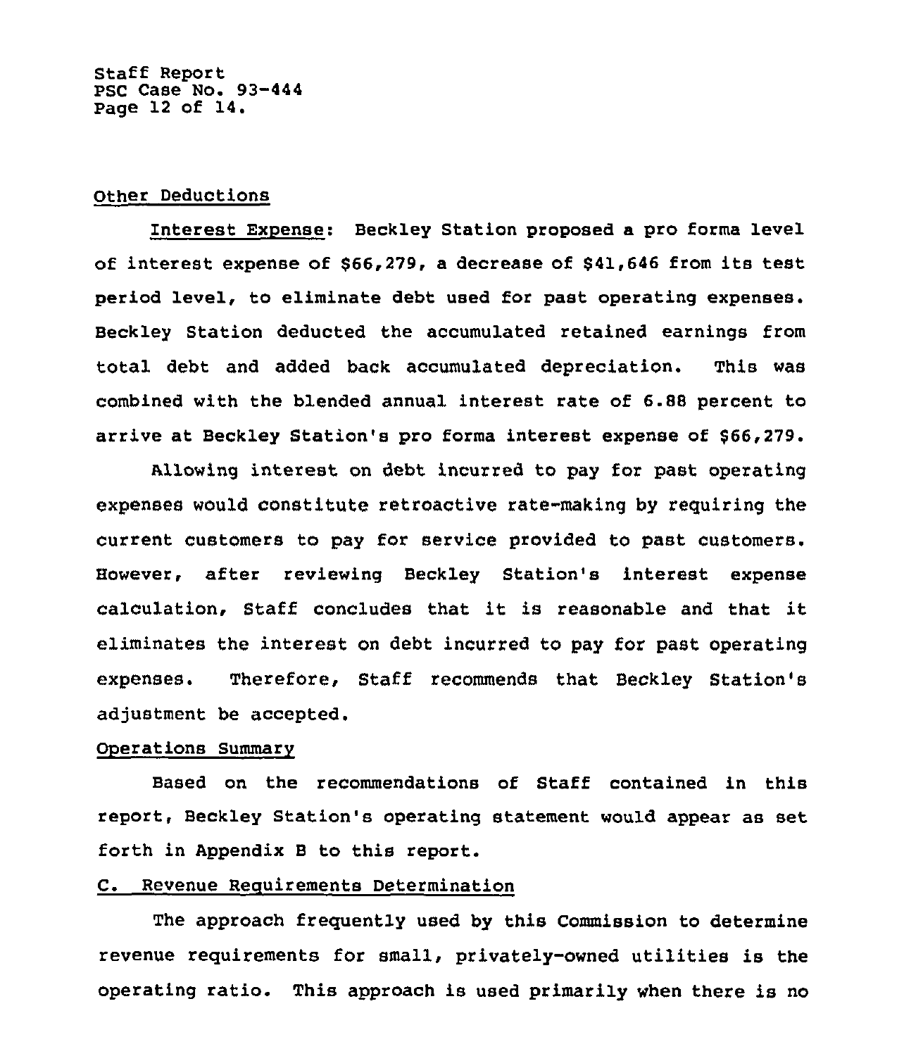Other Deductions

Interest Expense: Beckley Station proposed a pro forma level of interest expense of $66,279, a decrease of $41,646 from its test period level, to eliminate debt used for past operating expenses. Beckley Station deducted the accumulated retained earnings from total debt and added back accumulated depreciation. This was combined with the blended annual interest rate of 6.88 percent to arrive at Beckley Station's pro forma interest expense of $66,279.

Allowing interest on debt incurred to pay for past operating expenses would constitute retroactive rate-making by requiring the current customers to pay for service provided to past customers. However, after reviewing Beckley Station's interest expense calculation, Staff concludes that it is reasonable and that it eliminates the interest on debt incurred to pay for past operating expenses. Therefore, Staff recommends that Beckley Station's adjustment be accepted.

Operations Summary

Based on the recommendations of Staff contained in this report, Beckley Station's operating statement would appear as set forth in Appendix B to this report.

C. Revenue Requirements Determination

The approach frequently used by this Commission to determine revenue requirements for small, privately-owned utilities is the operating ratio. This approach is used primarily when there is no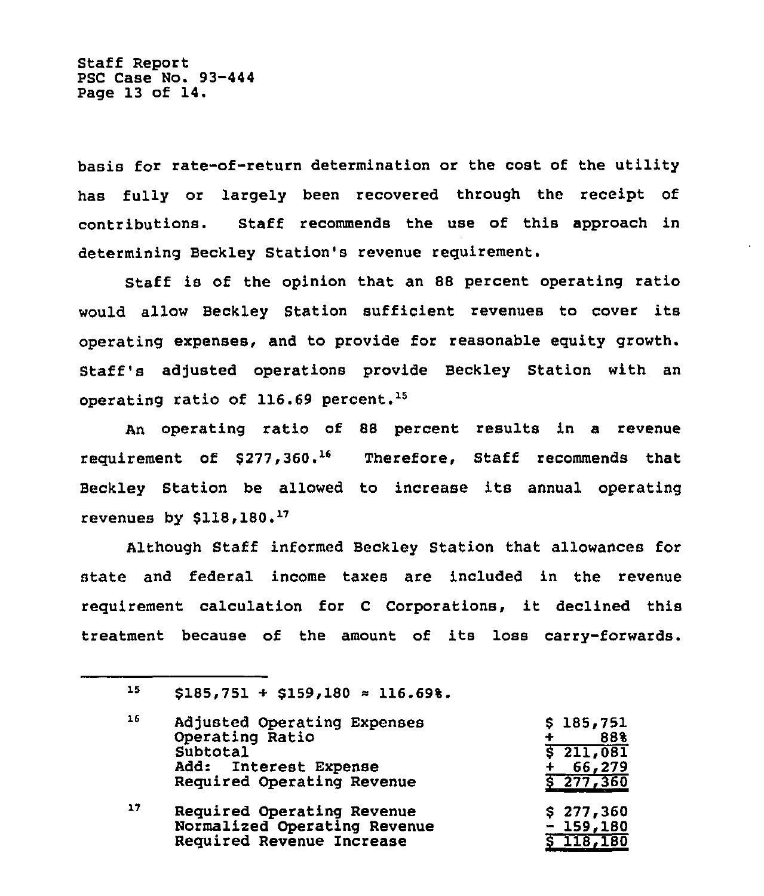basis for rate-of-return determination or the cost of the utility has fully or largely been recovered through the receipt of contributions. Staff recommends the use of this approach in determining Beckley Station's revenue requirement.

Staff is of the opinion that an 88 percent operating ratio would allow Beckley Station sufficient revenues to cover its operating expenses, and to provide for reasonable equity growth. Staff's adjusted operations provide Beckley Station with an operating ratio of 116.69 percent.[15]

An operating ratio of 88 percent results in a revenue requirement of $277,360.[16] Therefore, Staff recommends that Beckley Station be allowed to increase its annual operating revenues by $118,180.[17]

Although Staff informed Beckley Station that allowances for state and federal income taxes are included in the revenue requirement calculation for C Corporations, it declined this treatment because of the amount of its loss carry-forwards.

---

[15] $185,751 ÷ $159,180 = 116.69%.

[16]

| | |
|---|---|
| Adjusted Operating Expenses | $ 185,751 |
| Operating Ratio | ÷ 88% |
| Subtotal | $ 211,081 |
| Add: Interest Expense | + 66,279 |
| Required Operating Revenue | $ 277,360 |

[17]

| | |
|---|---|
| Required Operating Revenue | $ 277,360 |
| Normalized Operating Revenue | - 159,180 |
| Required Revenue Increase | $ 118,180 |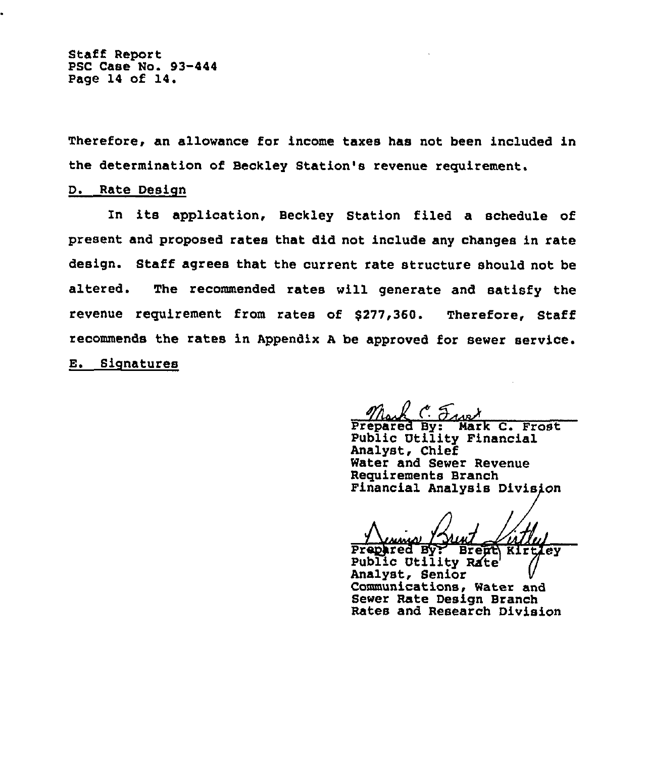Therefore, an allowance for income taxes has not been included in the determination of Beckley Station's revenue requirement.

D. Rate Design

In its application, Beckley Station filed a schedule of present and proposed rates that did not include any changes in rate design. Staff agrees that the current rate structure should not be altered. The recommended rates will generate and satisfy the revenue requirement from rates of $277,360. Therefore, Staff recommends the rates in Appendix A be approved for sewer service.

E. Signatures

Prepared By: Mark C. Frost
Public Utility Financial Analyst, Chief
Water and Sewer Revenue Requirements Branch
Financial Analysis Division

Prepared By: Brent Kirtley
Public Utility Rate Analyst, Senior
Communications, Water and Sewer Rate Design Branch
Rates and Research Division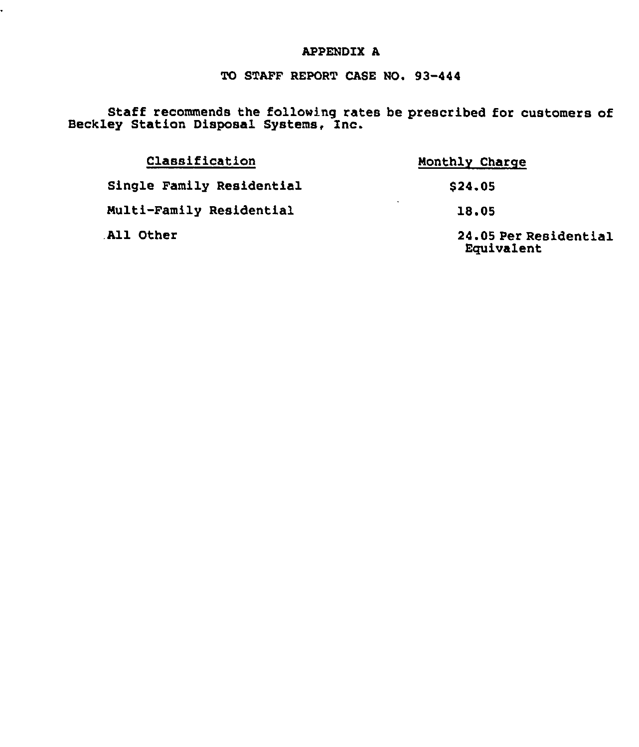# APPENDIX A

## TO STAFF REPORT CASE NO. 93-444

Staff recommends the following rates be prescribed for customers of Beckley Station Disposal Systems, Inc.

| Classification | Monthly Charge |
| --- | --- |
| Single Family Residential | $24.05 |
| Multi-Family Residential | 18.05 |
| All Other | 24.05 Per Residential Equivalent |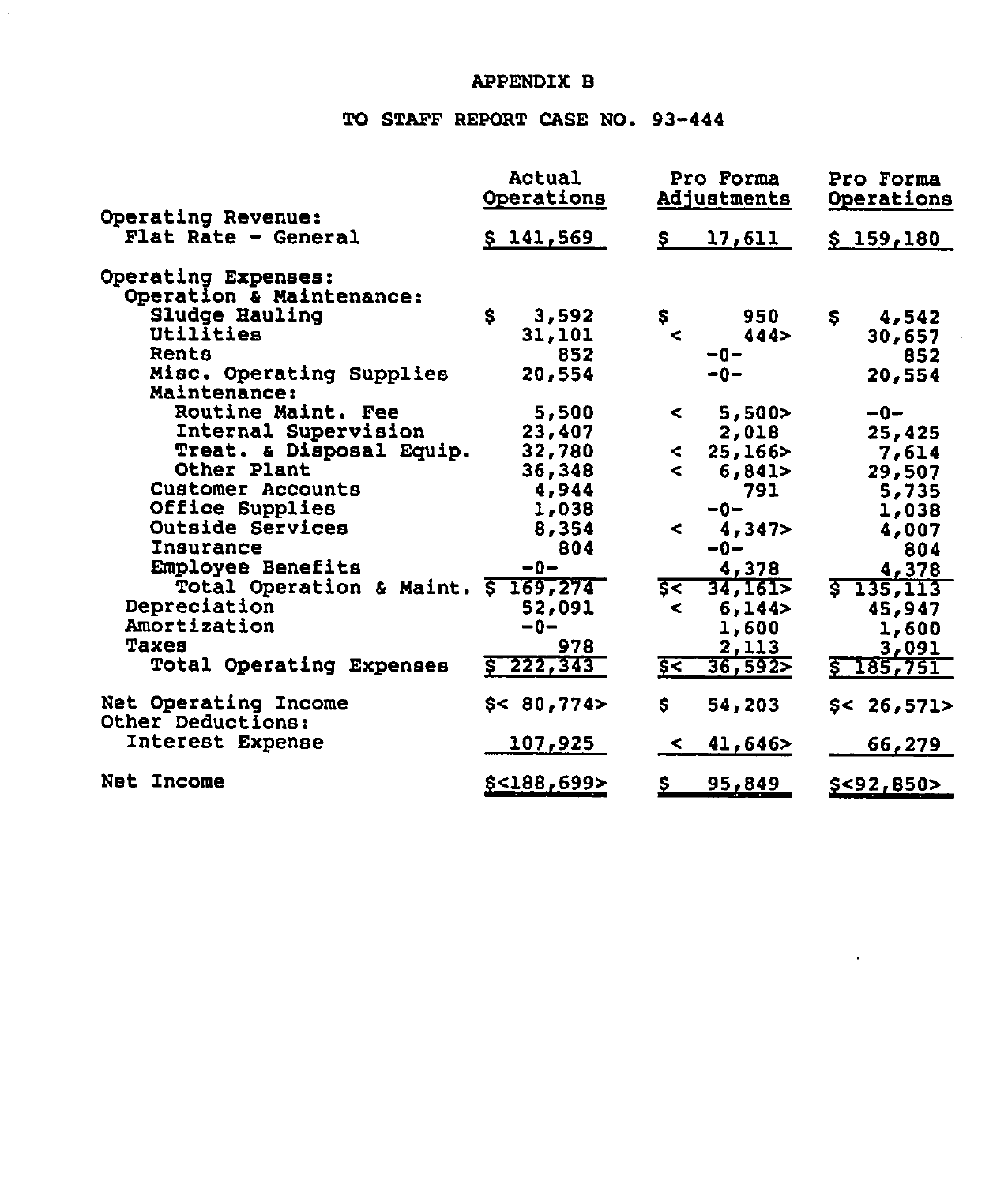# APPENDIX B

## TO STAFF REPORT CASE NO. 93-444

| | Actual Operations | Pro Forma Adjustments | Pro Forma Operations |
|---|---|---|---|
| Operating Revenue: | | | |
| Flat Rate - General | $ 141,569 | $ 17,611 | $ 159,180 |
| Operating Expenses: | | | |
| Operation & Maintenance: | | | |
| Sludge Hauling | $ 3,592 | $ 950 | $ 4,542 |
| Utilities | 31,101 | < 444> | 30,657 |
| Rents | 852 | -0- | 852 |
| Misc. Operating Supplies | 20,554 | -0- | 20,554 |
| Maintenance: | | | |
| Routine Maint. Fee | 5,500 | < 5,500> | -0- |
| Internal Supervision | 23,407 | 2,018 | 25,425 |
| Treat. & Disposal Equip. | 32,780 | < 25,166> | 7,614 |
| Other Plant | 36,348 | < 6,841> | 29,507 |
| Customer Accounts | 4,944 | 791 | 5,735 |
| Office Supplies | 1,038 | -0- | 1,038 |
| Outside Services | 8,354 | < 4,347> | 4,007 |
| Insurance | 804 | -0- | 804 |
| Employee Benefits | -0- | 4,378 | 4,378 |
| Total Operation & Maint. | $ 169,274 | $< 34,161> | $ 135,113 |
| Depreciation | 52,091 | < 6,144> | 45,947 |
| Amortization | -0- | 1,600 | 1,600 |
| Taxes | 978 | 2,113 | 3,091 |
| Total Operating Expenses | $ 222,343 | $< 36,592> | $ 185,751 |
| Net Operating Income | $< 80,774> | $ 54,203 | $< 26,571> |
| Other Deductions: | | | |
| Interest Expense | 107,925 | < 41,646> | 66,279 |
| Net Income | $<188,699> | $ 95,849 | $<92,850> |